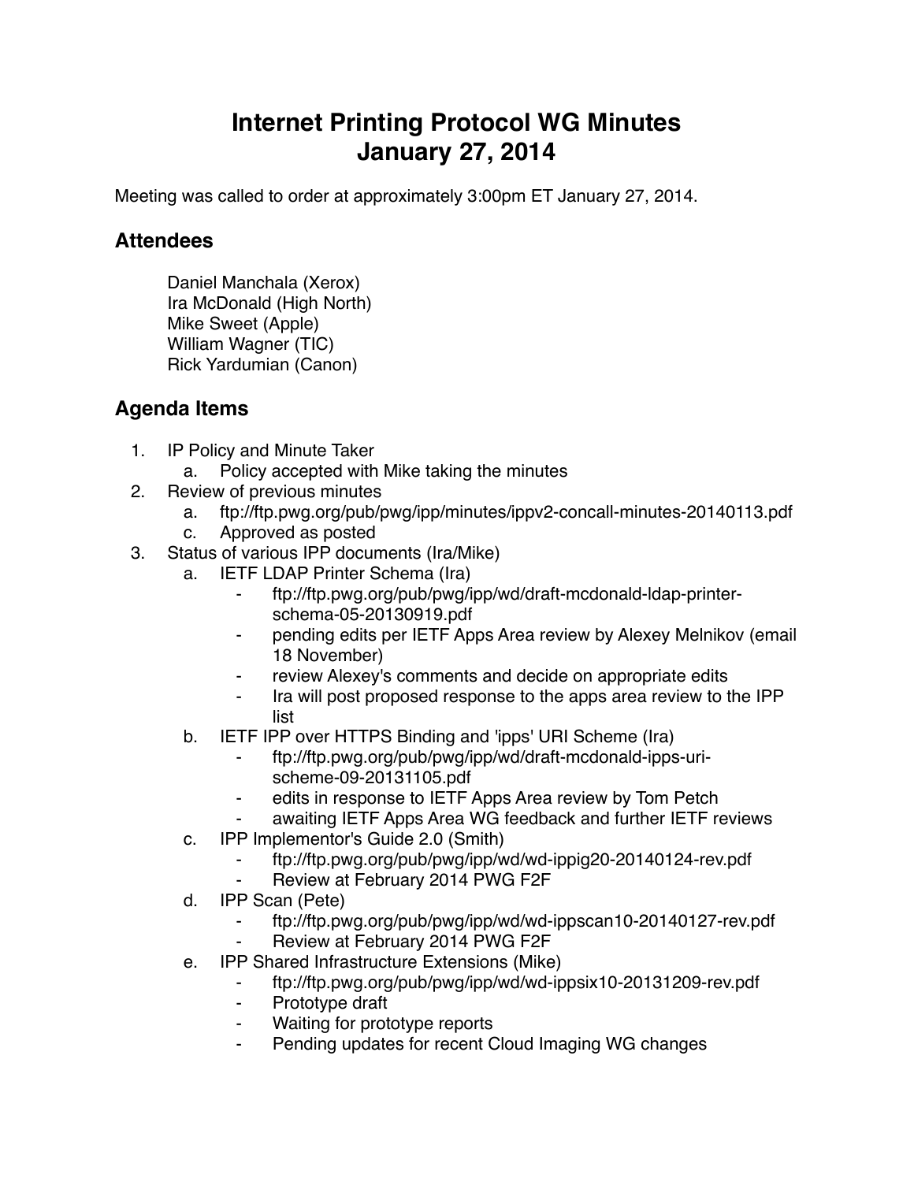# Internet Printing Protocol WG Minutes
# January 27, 2014

Meeting was called to order at approximately 3:00pm ET January 27, 2014.

## Attendees

Daniel Manchala (Xerox)
Ira McDonald (High North)
Mike Sweet (Apple)
William Wagner (TIC)
Rick Yardumian (Canon)

## Agenda Items

1. IP Policy and Minute Taker
   a. Policy accepted with Mike taking the minutes
2. Review of previous minutes
   a. ftp://ftp.pwg.org/pub/pwg/ipp/minutes/ippv2-concall-minutes-20140113.pdf
   c. Approved as posted
3. Status of various IPP documents (Ira/Mike)
   a. IETF LDAP Printer Schema (Ira)
      - ftp://ftp.pwg.org/pub/pwg/ipp/wd/draft-mcdonald-ldap-printer-schema-05-20130919.pdf
      - pending edits per IETF Apps Area review by Alexey Melnikov (email 18 November)
      - review Alexey's comments and decide on appropriate edits
      - Ira will post proposed response to the apps area review to the IPP list
   b. IETF IPP over HTTPS Binding and 'ipps' URI Scheme (Ira)
      - ftp://ftp.pwg.org/pub/pwg/ipp/wd/draft-mcdonald-ipps-uri-scheme-09-20131105.pdf
      - edits in response to IETF Apps Area review by Tom Petch
      - awaiting IETF Apps Area WG feedback and further IETF reviews
   c. IPP Implementor's Guide 2.0 (Smith)
      - ftp://ftp.pwg.org/pub/pwg/ipp/wd/wd-ippig20-20140124-rev.pdf
      - Review at February 2014 PWG F2F
   d. IPP Scan (Pete)
      - ftp://ftp.pwg.org/pub/pwg/ipp/wd/wd-ippscan10-20140127-rev.pdf
      - Review at February 2014 PWG F2F
   e. IPP Shared Infrastructure Extensions (Mike)
      - ftp://ftp.pwg.org/pub/pwg/ipp/wd/wd-ippsix10-20131209-rev.pdf
      - Prototype draft
      - Waiting for prototype reports
      - Pending updates for recent Cloud Imaging WG changes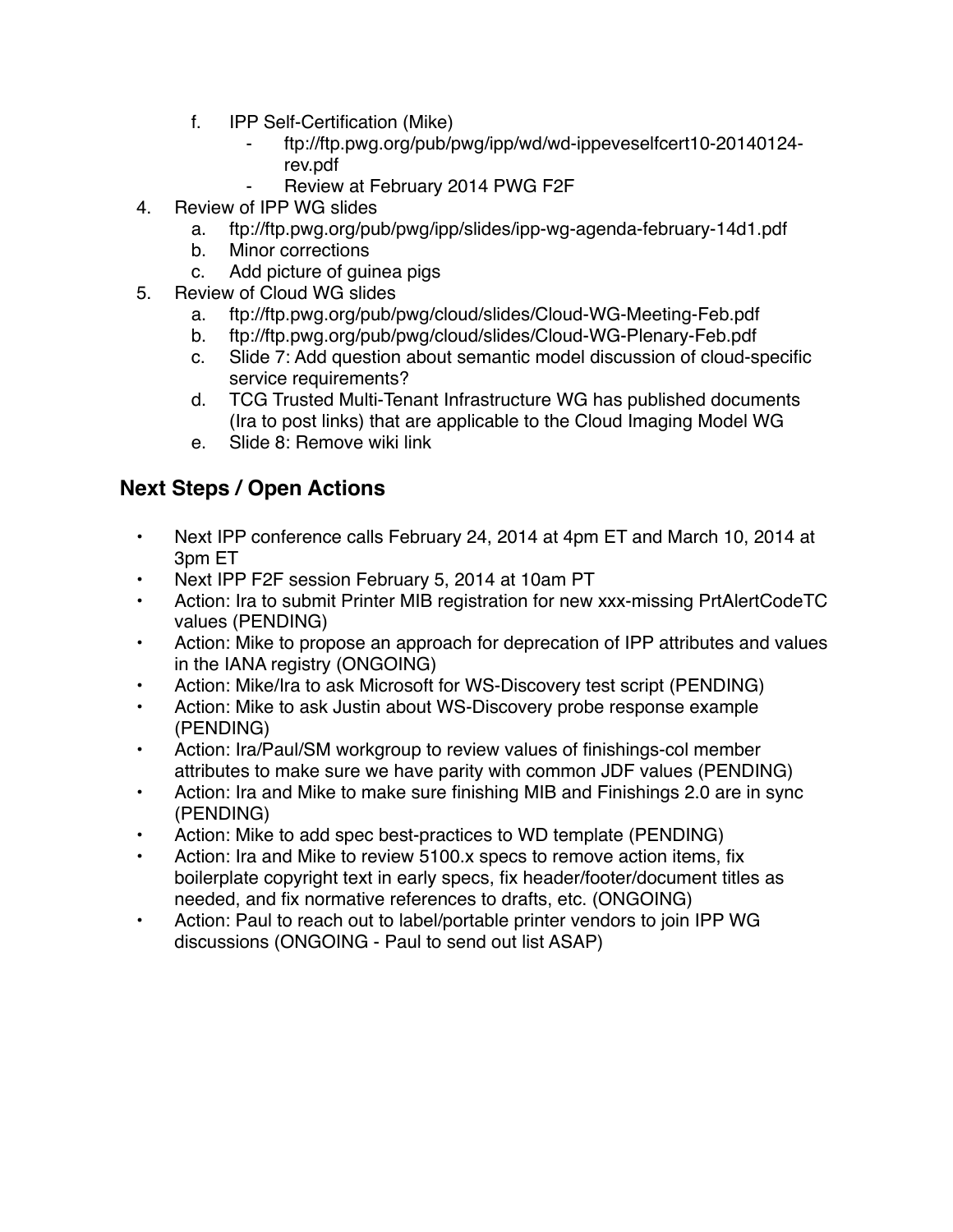f. IPP Self-Certification (Mike)
      - ftp://ftp.pwg.org/pub/pwg/ipp/wd/wd-ippeveselfcert10-20140124-rev.pdf
      - Review at February 2014 PWG F2F
4. Review of IPP WG slides
   a. ftp://ftp.pwg.org/pub/pwg/ipp/slides/ipp-wg-agenda-february-14d1.pdf
   b. Minor corrections
   c. Add picture of guinea pigs
5. Review of Cloud WG slides
   a. ftp://ftp.pwg.org/pub/pwg/cloud/slides/Cloud-WG-Meeting-Feb.pdf
   b. ftp://ftp.pwg.org/pub/pwg/cloud/slides/Cloud-WG-Plenary-Feb.pdf
   c. Slide 7: Add question about semantic model discussion of cloud-specific service requirements?
   d. TCG Trusted Multi-Tenant Infrastructure WG has published documents (Ira to post links) that are applicable to the Cloud Imaging Model WG
   e. Slide 8: Remove wiki link

## Next Steps / Open Actions

- Next IPP conference calls February 24, 2014 at 4pm ET and March 10, 2014 at 3pm ET
- Next IPP F2F session February 5, 2014 at 10am PT
- Action: Ira to submit Printer MIB registration for new xxx-missing PrtAlertCodeTC values (PENDING)
- Action: Mike to propose an approach for deprecation of IPP attributes and values in the IANA registry (ONGOING)
- Action: Mike/Ira to ask Microsoft for WS-Discovery test script (PENDING)
- Action: Mike to ask Justin about WS-Discovery probe response example (PENDING)
- Action: Ira/Paul/SM workgroup to review values of finishings-col member attributes to make sure we have parity with common JDF values (PENDING)
- Action: Ira and Mike to make sure finishing MIB and Finishings 2.0 are in sync (PENDING)
- Action: Mike to add spec best-practices to WD template (PENDING)
- Action: Ira and Mike to review 5100.x specs to remove action items, fix boilerplate copyright text in early specs, fix header/footer/document titles as needed, and fix normative references to drafts, etc. (ONGOING)
- Action: Paul to reach out to label/portable printer vendors to join IPP WG discussions (ONGOING - Paul to send out list ASAP)